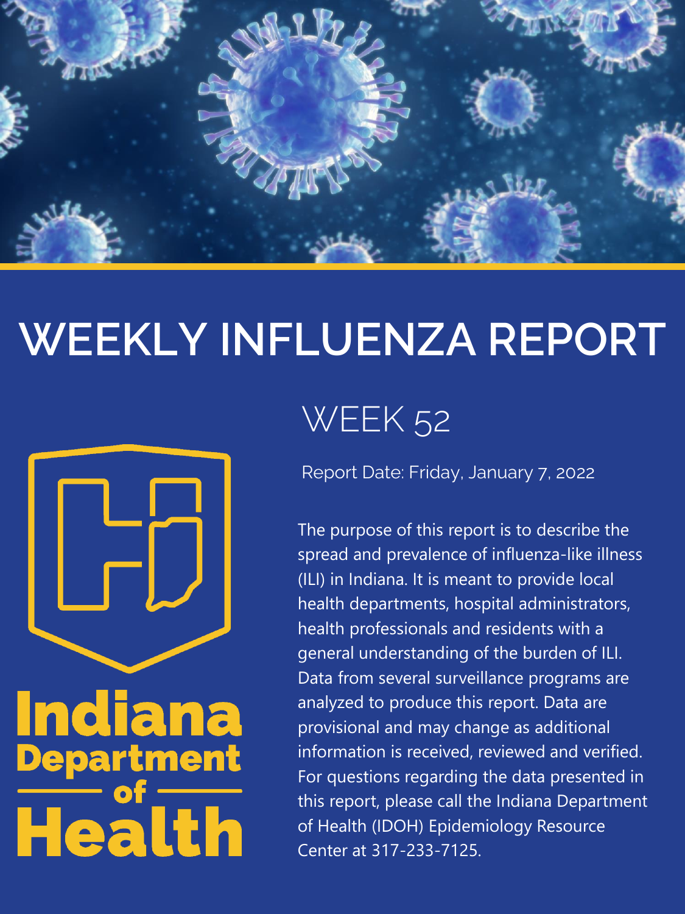# WEEKLY INFLUENZA REPORT

## WEEK 52

Report Date: Friday, January 7, 2022

The purpose of this report is to describe the spread and prevalence of influenza-like illness (ILI) in Indiana. It is meant to provide local health departments, hospital administrators, health professionals and residents with a general understanding of the burden of ILI. Data from several surveillance programs are analyzed to produce this report. Data are provisional and may change as additional information is received, reviewed and verified. For questions regarding the data presented in this report, please call the Indiana Department of Health (IDOH) Epidemiology Resource Center at 317-233-7125.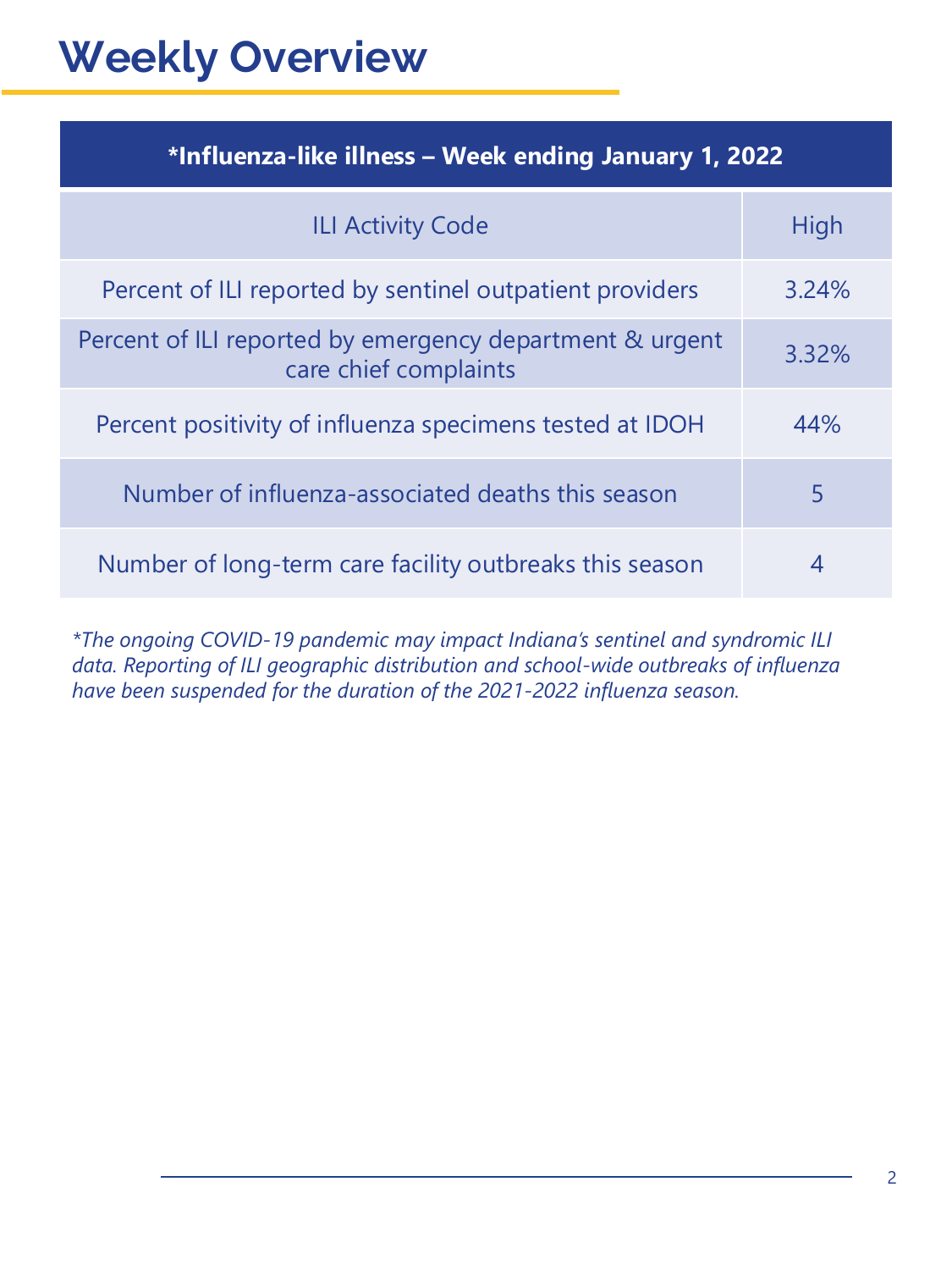# Weekly Overview

| *Influenza-like illness – Week ending January 1, 2022 | |
|---|---|
| ILI Activity Code | High |
| Percent of ILI reported by sentinel outpatient providers | 3.24% |
| Percent of ILI reported by emergency department & urgent care chief complaints | 3.32% |
| Percent positivity of influenza specimens tested at IDOH | 44% |
| Number of influenza-associated deaths this season | 5 |
| Number of long-term care facility outbreaks this season | 4 |

*\*The ongoing COVID-19 pandemic may impact Indiana's sentinel and syndromic ILI data. Reporting of ILI geographic distribution and school-wide outbreaks of influenza have been suspended for the duration of the 2021-2022 influenza season.*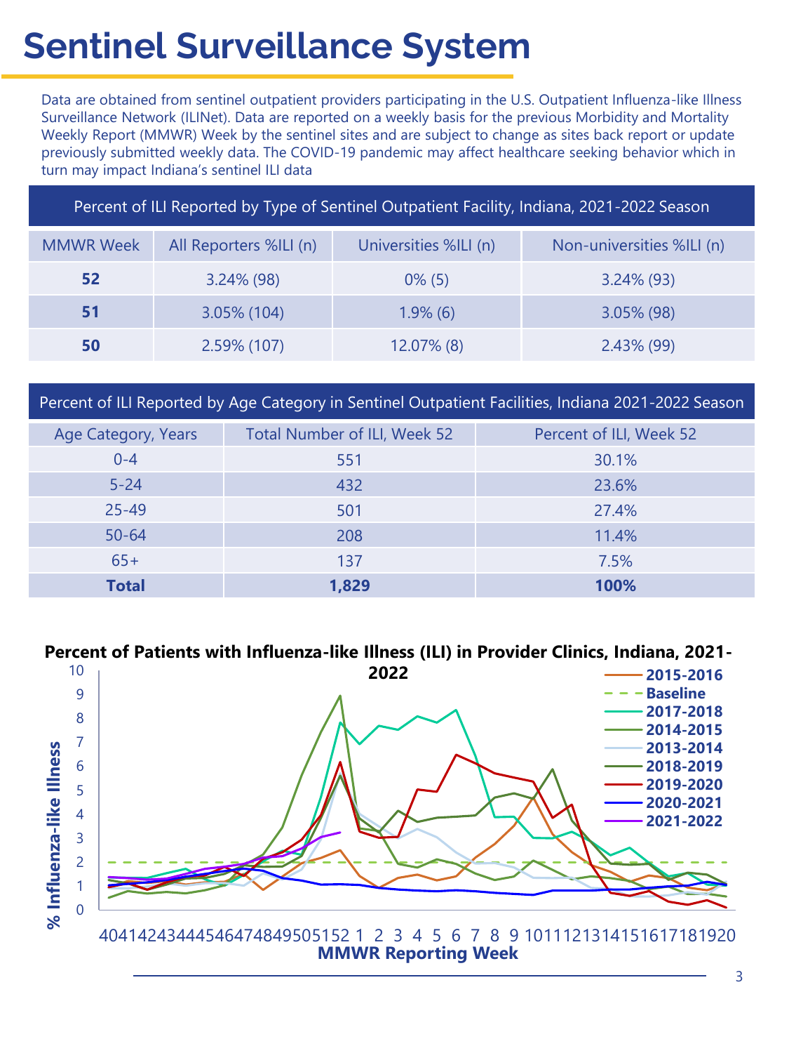# Sentinel Surveillance System

Data are obtained from sentinel outpatient providers participating in the U.S. Outpatient Influenza-like Illness Surveillance Network (ILINet). Data are reported on a weekly basis for the previous Morbidity and Mortality Weekly Report (MMWR) Week by the sentinel sites and are subject to change as sites back report or update previously submitted weekly data. The COVID-19 pandemic may affect healthcare seeking behavior which in turn may impact Indiana's sentinel ILI data

Percent of ILI Reported by Type of Sentinel Outpatient Facility, Indiana, 2021-2022 Season

| MMWR Week | All Reporters %ILI (n) | Universities %ILI (n) | Non-universities %ILI (n) |
|---|---|---|---|
| **52** | 3.24% (98) | 0% (5) | 3.24% (93) |
| **51** | 3.05% (104) | 1.9% (6) | 3.05% (98) |
| **50** | 2.59% (107) | 12.07% (8) | 2.43% (99) |

Percent of ILI Reported by Age Category in Sentinel Outpatient Facilities, Indiana 2021-2022 Season

| Age Category, Years | Total Number of ILI, Week 52 | Percent of ILI, Week 52 |
|---|---|---|
| 0-4 | 551 | 30.1% |
| 5-24 | 432 | 23.6% |
| 25-49 | 501 | 27.4% |
| 50-64 | 208 | 11.4% |
| 65+ | 137 | 7.5% |
| **Total** | **1,829** | **100%** |

**Percent of Patients with Influenza-like Illness (ILI) in Provider Clinics, Indiana, 2021-2022**

% Influenza-like Illness

0 1 2 3 4 5 6 7 8 9 10

40 41 42 43 44 45 46 47 48 49 50 51 52 1 2 3 4 5 6 7 8 9 10 11 12 13 14 15 16 17 18 19 20

MMWR Reporting Week

2015-2016
Baseline
2017-2018
2014-2015
2013-2014
2018-2019
2019-2020
2020-2021
2021-2022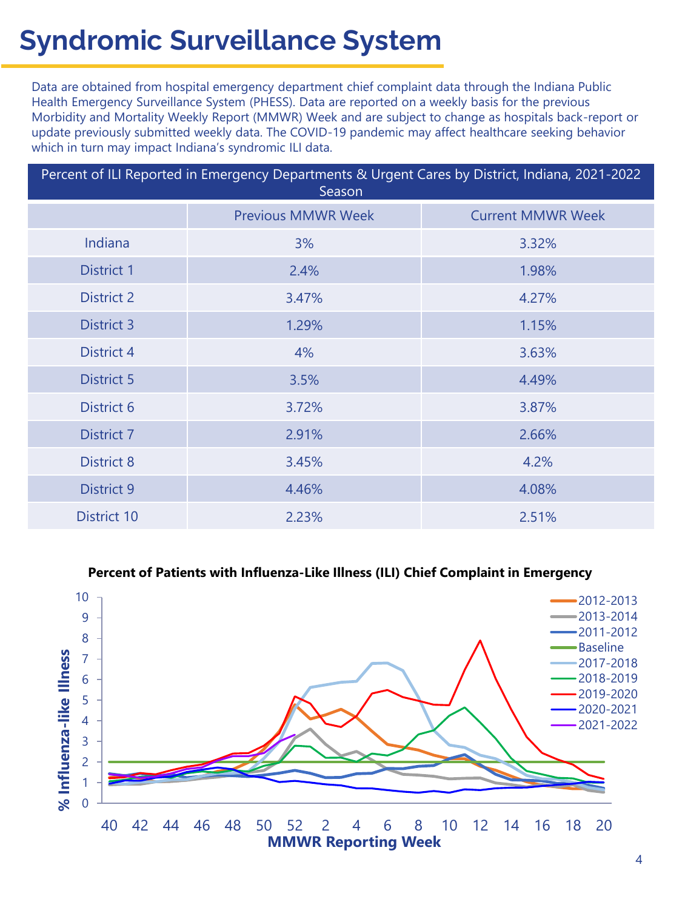# Syndromic Surveillance System

Data are obtained from hospital emergency department chief complaint data through the Indiana Public Health Emergency Surveillance System (PHESS). Data are reported on a weekly basis for the previous Morbidity and Mortality Weekly Report (MMWR) Week and are subject to change as hospitals back-report or update previously submitted weekly data. The COVID-19 pandemic may affect healthcare seeking behavior which in turn may impact Indiana's syndromic ILI data.

Percent of ILI Reported in Emergency Departments & Urgent Cares by District, Indiana, 2021-2022 Season

| | Previous MMWR Week | Current MMWR Week |
|---|---|---|
| Indiana | 3% | 3.32% |
| District 1 | 2.4% | 1.98% |
| District 2 | 3.47% | 4.27% |
| District 3 | 1.29% | 1.15% |
| District 4 | 4% | 3.63% |
| District 5 | 3.5% | 4.49% |
| District 6 | 3.72% | 3.87% |
| District 7 | 2.91% | 2.66% |
| District 8 | 3.45% | 4.2% |
| District 9 | 4.46% | 4.08% |
| District 10 | 2.23% | 2.51% |

**Percent of Patients with Influenza-Like Illness (ILI) Chief Complaint in Emergency**

% Influenza-like Illness

10
9
8
7
6
5
4
3
2
1
0

40 42 44 46 48 50 52 2 4 6 8 10 12 14 16 18 20

MMWR Reporting Week

2012-2013
2013-2014
2011-2012
Baseline
2017-2018
2018-2019
2019-2020
2020-2021
2021-2022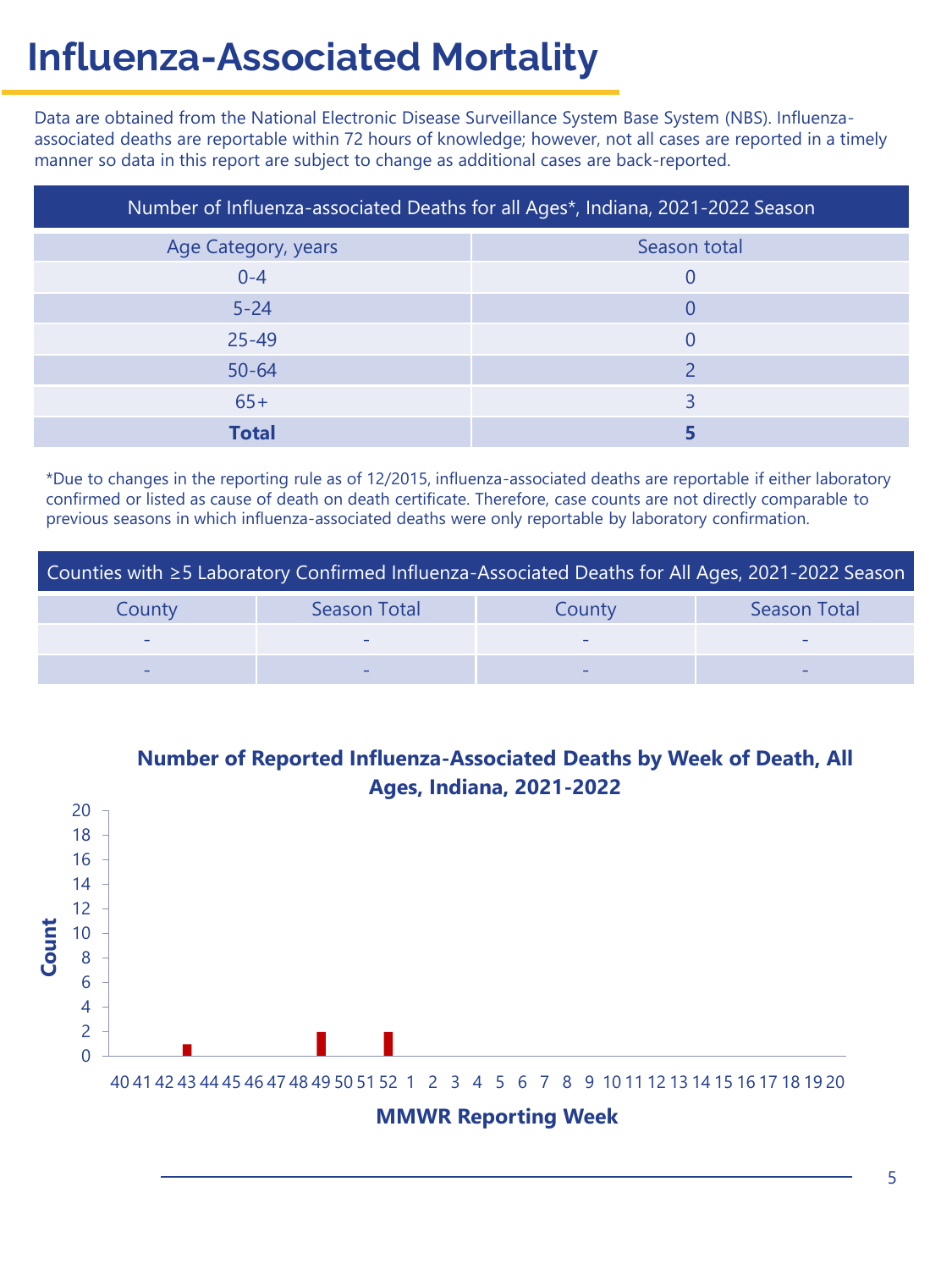# Influenza-Associated Mortality

Data are obtained from the National Electronic Disease Surveillance System Base System (NBS). Influenza-associated deaths are reportable within 72 hours of knowledge; however, not all cases are reported in a timely manner so data in this report are subject to change as additional cases are back-reported.

Number of Influenza-associated Deaths for all Ages*, Indiana, 2021-2022 Season

| Age Category, years | Season total |
|---|---|
| 0-4 | 0 |
| 5-24 | 0 |
| 25-49 | 0 |
| 50-64 | 2 |
| 65+ | 3 |
| **Total** | **5** |

*Due to changes in the reporting rule as of 12/2015, influenza-associated deaths are reportable if either laboratory confirmed or listed as cause of death on death certificate. Therefore, case counts are not directly comparable to previous seasons in which influenza-associated deaths were only reportable by laboratory confirmation.

Counties with ≥5 Laboratory Confirmed Influenza-Associated Deaths for All Ages, 2021-2022 Season

| County | Season Total | County | Season Total |
|---|---|---|---|
| - | - | - | - |
| - | - | - | - |

**Number of Reported Influenza-Associated Deaths by Week of Death, All Ages, Indiana, 2021-2022**

Count

20
18
16
14
12
10
8
6
4
2
0

40 41 42 43 44 45 46 47 48 49 50 51 52 1 2 3 4 5 6 7 8 9 10 11 12 13 14 15 16 17 18 19 20

**MMWR Reporting Week**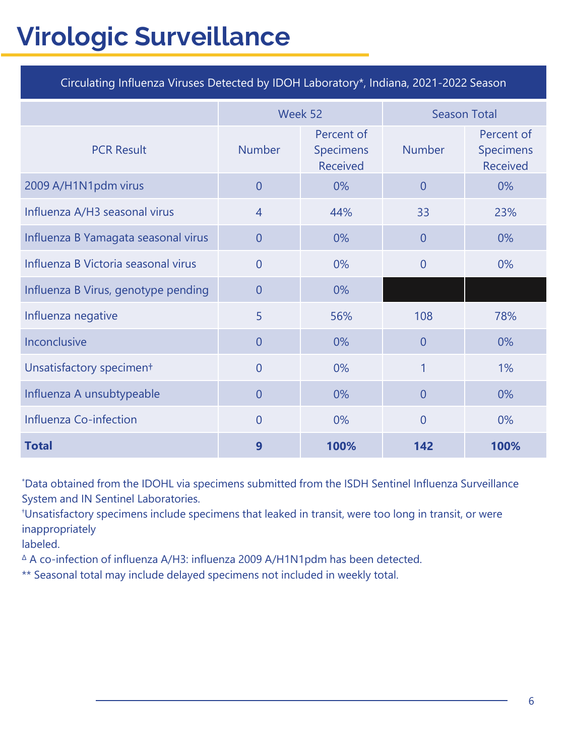# Virologic Surveillance

Circulating Influenza Viruses Detected by IDOH Laboratory*, Indiana, 2021-2022 Season

| | Week 52 | | Season Total | |
|---|---|---|---|---|
| PCR Result | Number | Percent of Specimens Received | Number | Percent of Specimens Received |
| 2009 A/H1N1pdm virus | 0 | 0% | 0 | 0% |
| Influenza A/H3 seasonal virus | 4 | 44% | 33 | 23% |
| Influenza B Yamagata seasonal virus | 0 | 0% | 0 | 0% |
| Influenza B Victoria seasonal virus | 0 | 0% | 0 | 0% |
| Influenza B Virus, genotype pending | 0 | 0% | | |
| Influenza negative | 5 | 56% | 108 | 78% |
| Inconclusive | 0 | 0% | 0 | 0% |
| Unsatisfactory specimen† | 0 | 0% | 1 | 1% |
| Influenza A unsubtypeable | 0 | 0% | 0 | 0% |
| Influenza Co-infection | 0 | 0% | 0 | 0% |
| **Total** | **9** | **100%** | **142** | **100%** |

*Data obtained from the IDOHL via specimens submitted from the ISDH Sentinel Influenza Surveillance System and IN Sentinel Laboratories.

†Unsatisfactory specimens include specimens that leaked in transit, were too long in transit, or were inappropriately labeled.

Δ A co-infection of influenza A/H3: influenza 2009 A/H1N1pdm has been detected.

** Seasonal total may include delayed specimens not included in weekly total.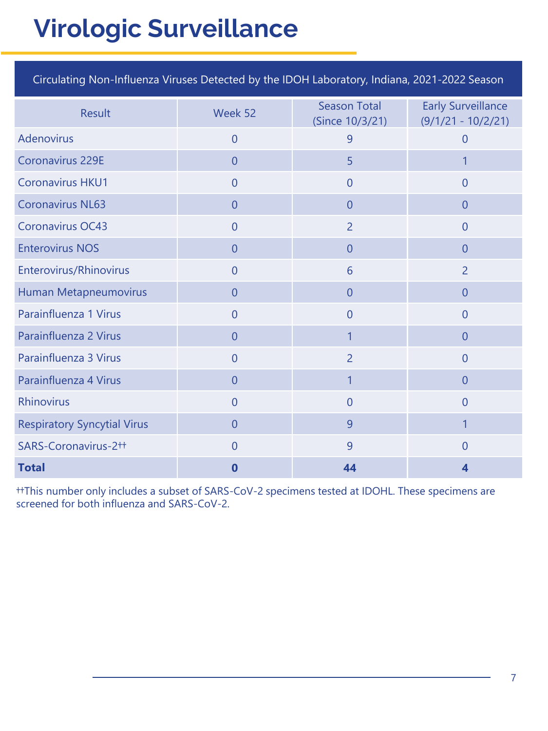# Virologic Surveillance

Circulating Non-Influenza Viruses Detected by the IDOH Laboratory, Indiana, 2021-2022 Season

| Result | Week 52 | Season Total (Since 10/3/21) | Early Surveillance (9/1/21 - 10/2/21) |
|---|---|---|---|
| Adenovirus | 0 | 9 | 0 |
| Coronavirus 229E | 0 | 5 | 1 |
| Coronavirus HKU1 | 0 | 0 | 0 |
| Coronavirus NL63 | 0 | 0 | 0 |
| Coronavirus OC43 | 0 | 2 | 0 |
| Enterovirus NOS | 0 | 0 | 0 |
| Enterovirus/Rhinovirus | 0 | 6 | 2 |
| Human Metapneumovirus | 0 | 0 | 0 |
| Parainfluenza 1 Virus | 0 | 0 | 0 |
| Parainfluenza 2 Virus | 0 | 1 | 0 |
| Parainfluenza 3 Virus | 0 | 2 | 0 |
| Parainfluenza 4 Virus | 0 | 1 | 0 |
| Rhinovirus | 0 | 0 | 0 |
| Respiratory Syncytial Virus | 0 | 9 | 1 |
| SARS-Coronavirus-2†† | 0 | 9 | 0 |
| **Total** | **0** | **44** | **4** |

††This number only includes a subset of SARS-CoV-2 specimens tested at IDOHL. These specimens are screened for both influenza and SARS-CoV-2.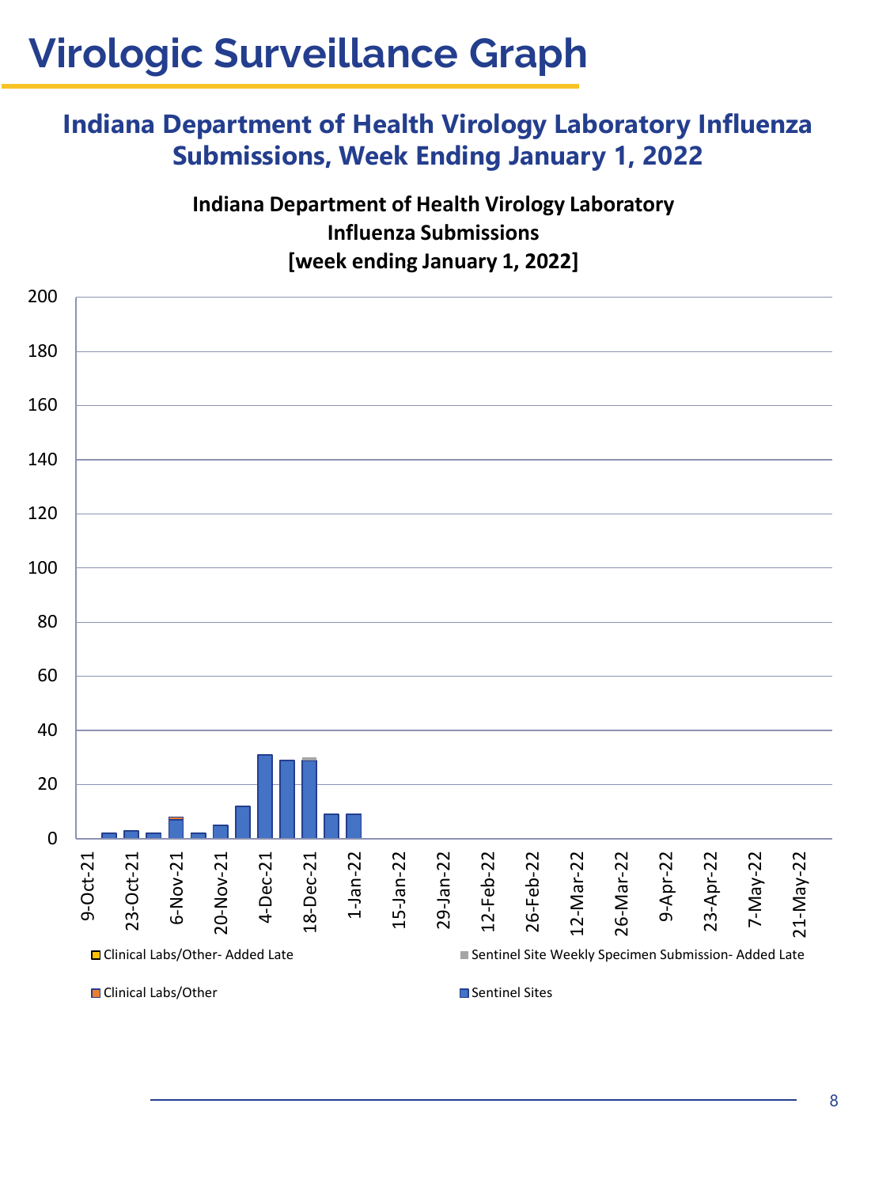# Virologic Surveillance Graph

## Indiana Department of Health Virology Laboratory Influenza Submissions, Week Ending January 1, 2022

**Indiana Department of Health Virology Laboratory Influenza Submissions [week ending January 1, 2022]**

200
180
160
140
120
100
80
60
40
20
0

9-Oct-21
23-Oct-21
6-Nov-21
20-Nov-21
4-Dec-21
18-Dec-21
1-Jan-22
15-Jan-22
29-Jan-22
12-Feb-22
26-Feb-22
12-Mar-22
26-Mar-22
9-Apr-22
23-Apr-22
7-May-22
21-May-22

Clinical Labs/Other- Added Late
Sentinel Site Weekly Specimen Submission- Added Late
Clinical Labs/Other
Sentinel Sites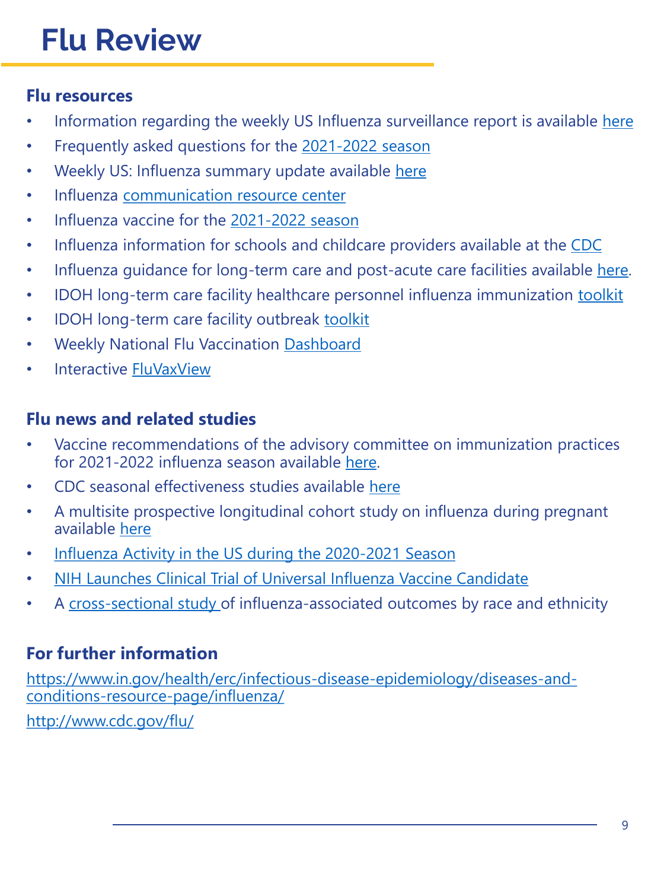# Flu Review

### Flu resources

- Information regarding the weekly US Influenza surveillance report is available here
- Frequently asked questions for the 2021-2022 season
- Weekly US: Influenza summary update available here
- Influenza communication resource center
- Influenza vaccine for the 2021-2022 season
- Influenza information for schools and childcare providers available at the CDC
- Influenza guidance for long-term care and post-acute care facilities available here.
- IDOH long-term care facility healthcare personnel influenza immunization toolkit
- IDOH long-term care facility outbreak toolkit
- Weekly National Flu Vaccination Dashboard
- Interactive FluVaxView

### Flu news and related studies

- Vaccine recommendations of the advisory committee on immunization practices for 2021-2022 influenza season available here.
- CDC seasonal effectiveness studies available here
- A multisite prospective longitudinal cohort study on influenza during pregnant available here
- Influenza Activity in the US during the 2020-2021 Season
- NIH Launches Clinical Trial of Universal Influenza Vaccine Candidate
- A cross-sectional study of influenza-associated outcomes by race and ethnicity

### For further information

https://www.in.gov/health/erc/infectious-disease-epidemiology/diseases-and-conditions-resource-page/influenza/

http://www.cdc.gov/flu/